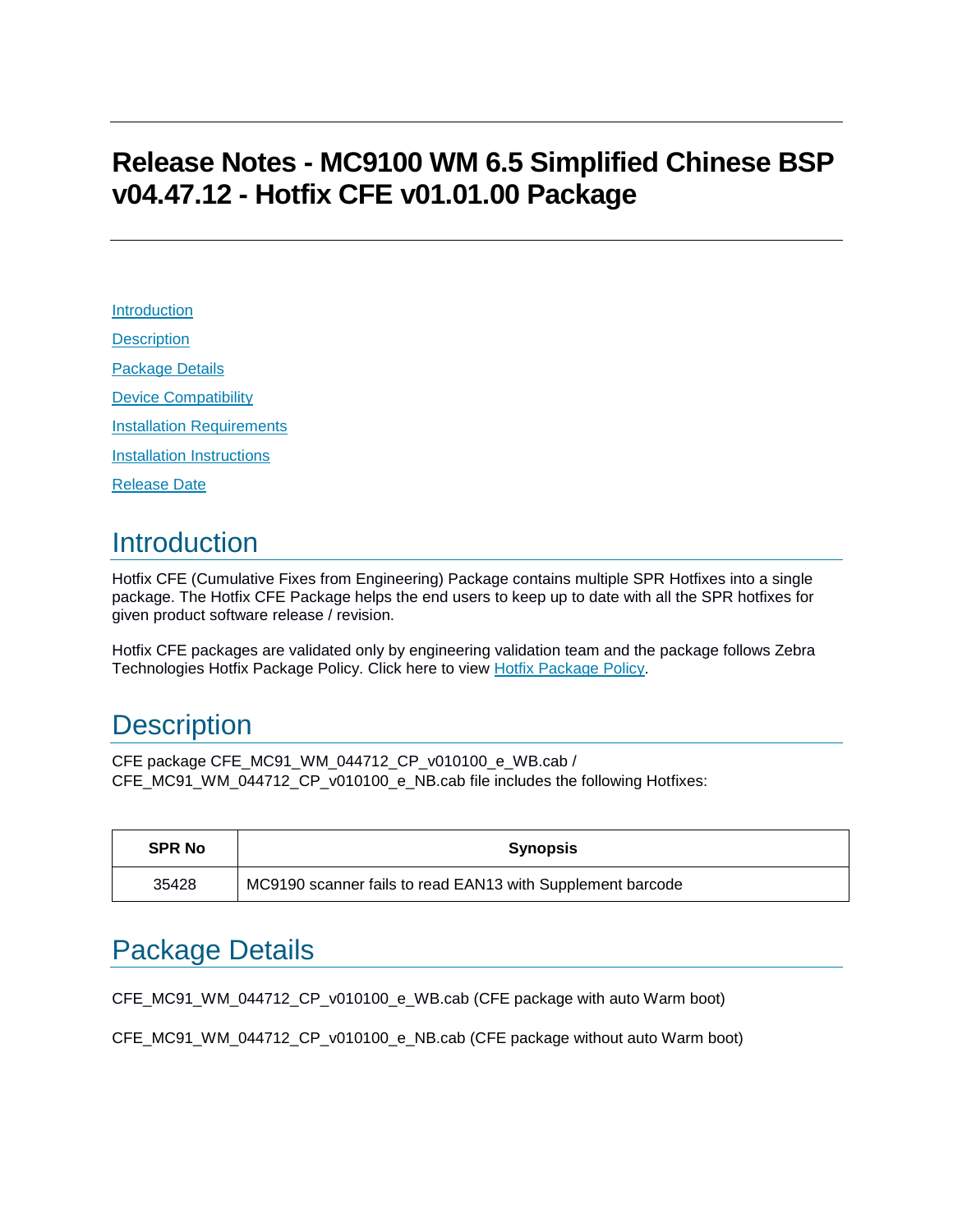# Release Notes - MC9100 WM 6.5 Simplified Chinese BSP v04.47.12 - Hotfix CFE v01.01.00 Package

[Introduction](#introduction)

[Description](#description)

[Package Details](#package-details)

[Device Compatibility](#device-compatibility)

[Installation Requirements](#installation-requirements)

[Installation Instructions](#installation-instructions)

[Release Date](#release-date)

## Introduction

Hotfix CFE (Cumulative Fixes from Engineering) Package contains multiple SPR Hotfixes into a single package. The Hotfix CFE Package helps the end users to keep up to date with all the SPR hotfixes for given product software release / revision.

Hotfix CFE packages are validated only by engineering validation team and the package follows Zebra Technologies Hotfix Package Policy. Click here to view [Hotfix Package Policy](#).

## Description

CFE package CFE_MC91_WM_044712_CP_v010100_e_WB.cab / CFE_MC91_WM_044712_CP_v010100_e_NB.cab file includes the following Hotfixes:

| SPR No | Synopsis |
|---|---|
| 35428 | MC9190 scanner fails to read EAN13 with Supplement barcode |

## Package Details

CFE_MC91_WM_044712_CP_v010100_e_WB.cab (CFE package with auto Warm boot)

CFE_MC91_WM_044712_CP_v010100_e_NB.cab (CFE package without auto Warm boot)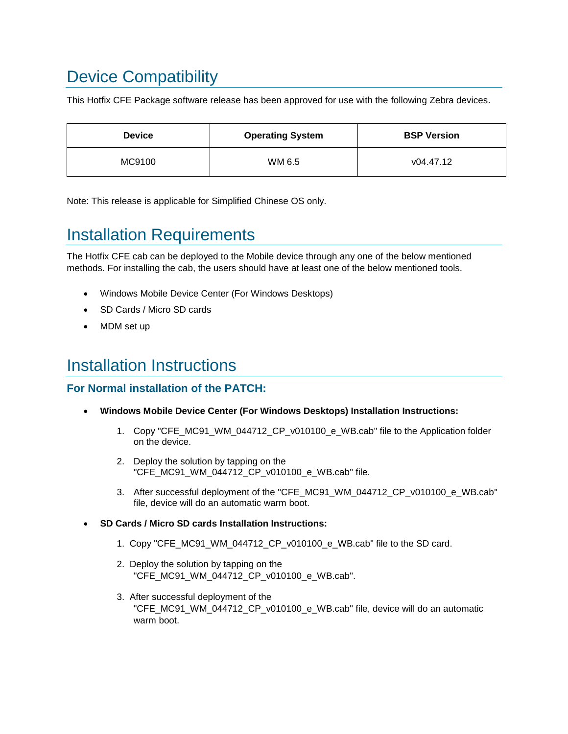# Device Compatibility

This Hotfix CFE Package software release has been approved for use with the following Zebra devices.

| Device | Operating System | BSP Version |
| --- | --- | --- |
| MC9100 | WM 6.5 | v04.47.12 |

Note: This release is applicable for Simplified Chinese OS only.

# Installation Requirements

The Hotfix CFE cab can be deployed to the Mobile device through any one of the below mentioned methods. For installing the cab, the users should have at least one of the below mentioned tools.

- Windows Mobile Device Center (For Windows Desktops)
- SD Cards / Micro SD cards
- MDM set up

# Installation Instructions

## For Normal installation of the PATCH:

- **Windows Mobile Device Center (For Windows Desktops) Installation Instructions:**

  1. Copy "CFE_MC91_WM_044712_CP_v010100_e_WB.cab" file to the Application folder on the device.
  2. Deploy the solution by tapping on the "CFE_MC91_WM_044712_CP_v010100_e_WB.cab" file.
  3. After successful deployment of the "CFE_MC91_WM_044712_CP_v010100_e_WB.cab" file, device will do an automatic warm boot.

- **SD Cards / Micro SD cards Installation Instructions:**

  1. Copy "CFE_MC91_WM_044712_CP_v010100_e_WB.cab" file to the SD card.
  2. Deploy the solution by tapping on the "CFE_MC91_WM_044712_CP_v010100_e_WB.cab".
  3. After successful deployment of the "CFE_MC91_WM_044712_CP_v010100_e_WB.cab" file, device will do an automatic warm boot.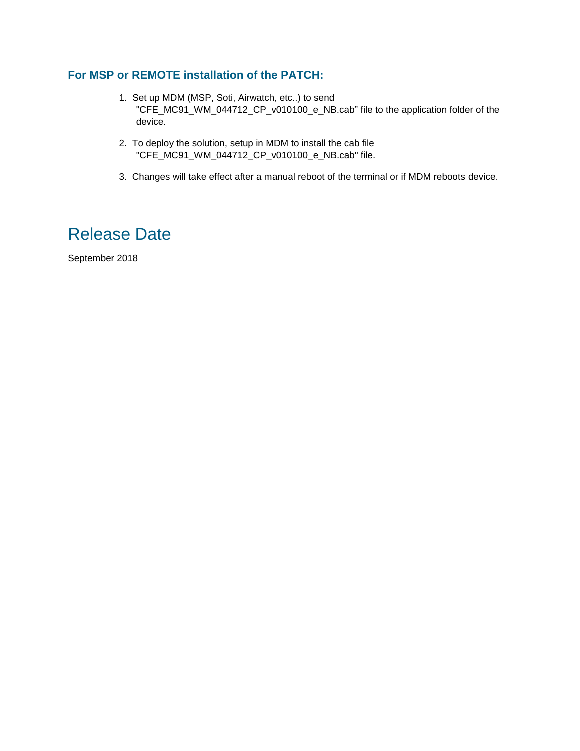### For MSP or REMOTE installation of the PATCH:

1. Set up MDM (MSP, Soti, Airwatch, etc..) to send "CFE_MC91_WM_044712_CP_v010100_e_NB.cab" file to the application folder of the device.

2. To deploy the solution, setup in MDM to install the cab file "CFE_MC91_WM_044712_CP_v010100_e_NB.cab" file.

3. Changes will take effect after a manual reboot of the terminal or if MDM reboots device.

## Release Date

September 2018